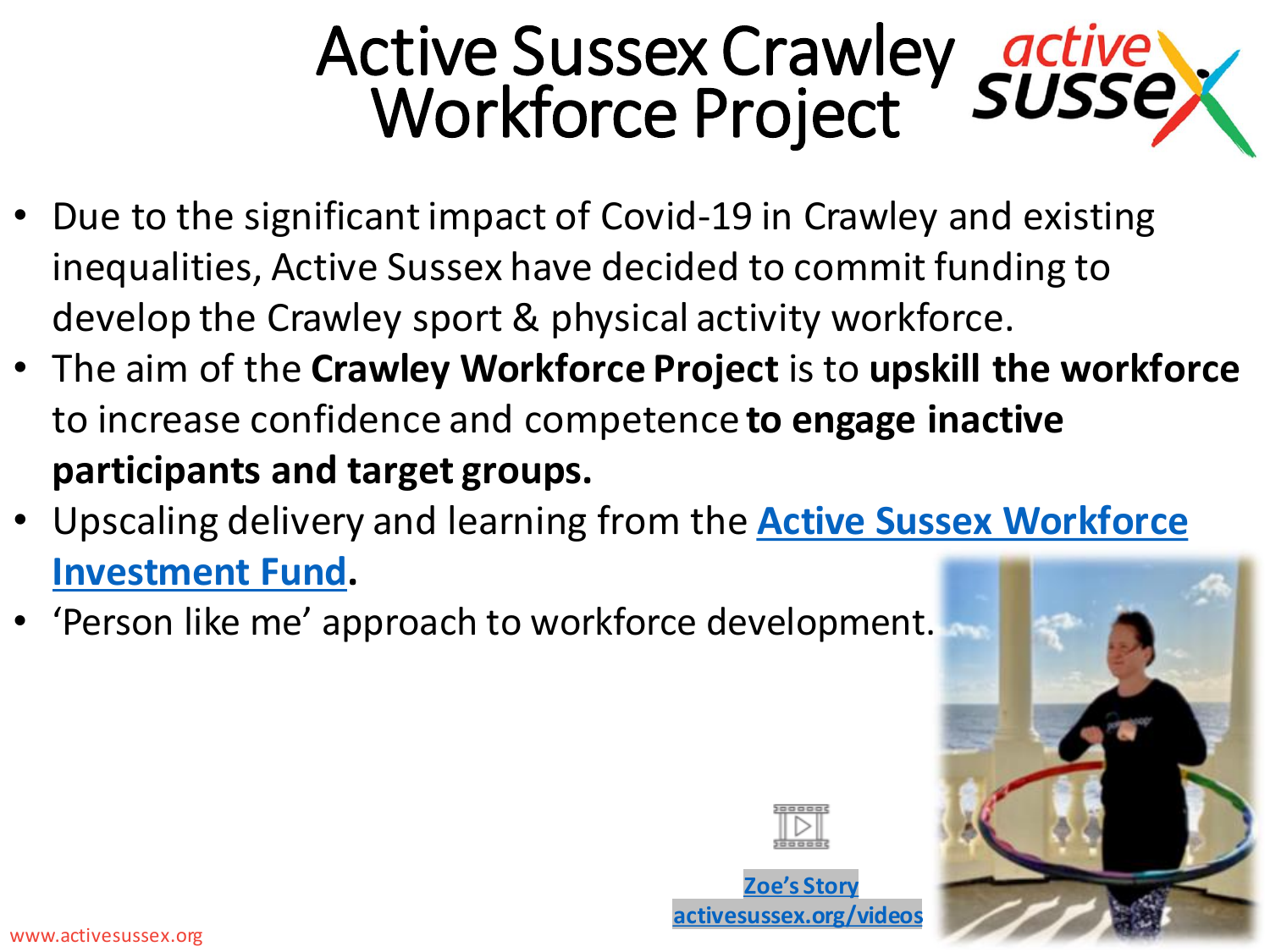# Active Sussex Crawley Workforce Project

- Due to the significant impact of Covid-19 in Crawley and existing inequalities, Active Sussex have decided to commit funding to develop the Crawley sport & physical activity workforce.
- The aim of the **Crawley Workforce Project** is to **upskill the workforce** to increase confidence and competence **to engage inactive participants and target groups.**
- Upscaling delivery and learning from the **Active Sussex Workforce Investment Fund.**
- 'Person like me' approach to workforce development.

**Zoe's Story**
**activesussex.org/videos**

www.activesussex.org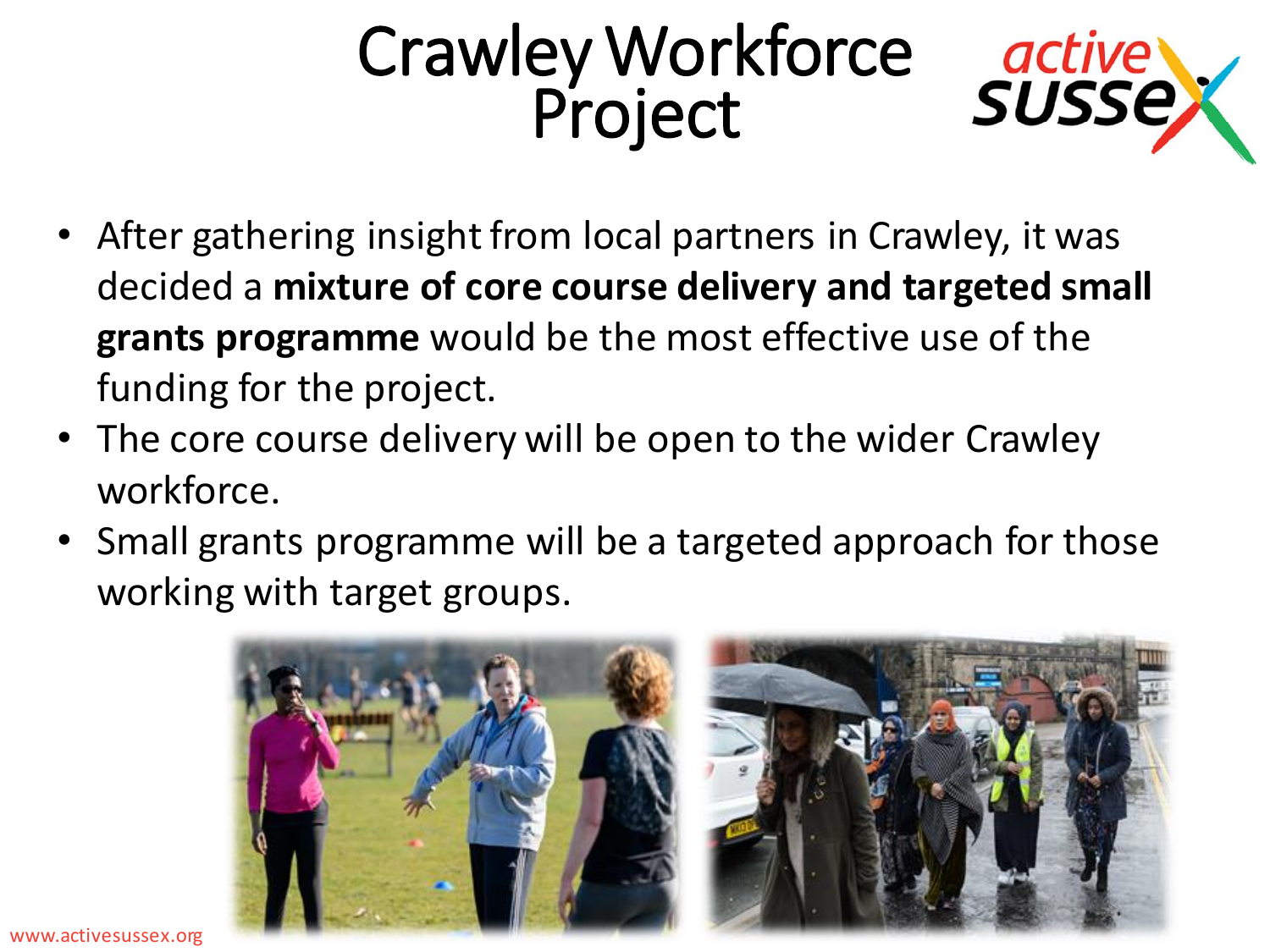# Crawley Workforce Project

- After gathering insight from local partners in Crawley, it was decided a **mixture of core course delivery and targeted small grants programme** would be the most effective use of the funding for the project.
- The core course delivery will be open to the wider Crawley workforce.
- Small grants programme will be a targeted approach for those working with target groups.

www.activesussex.org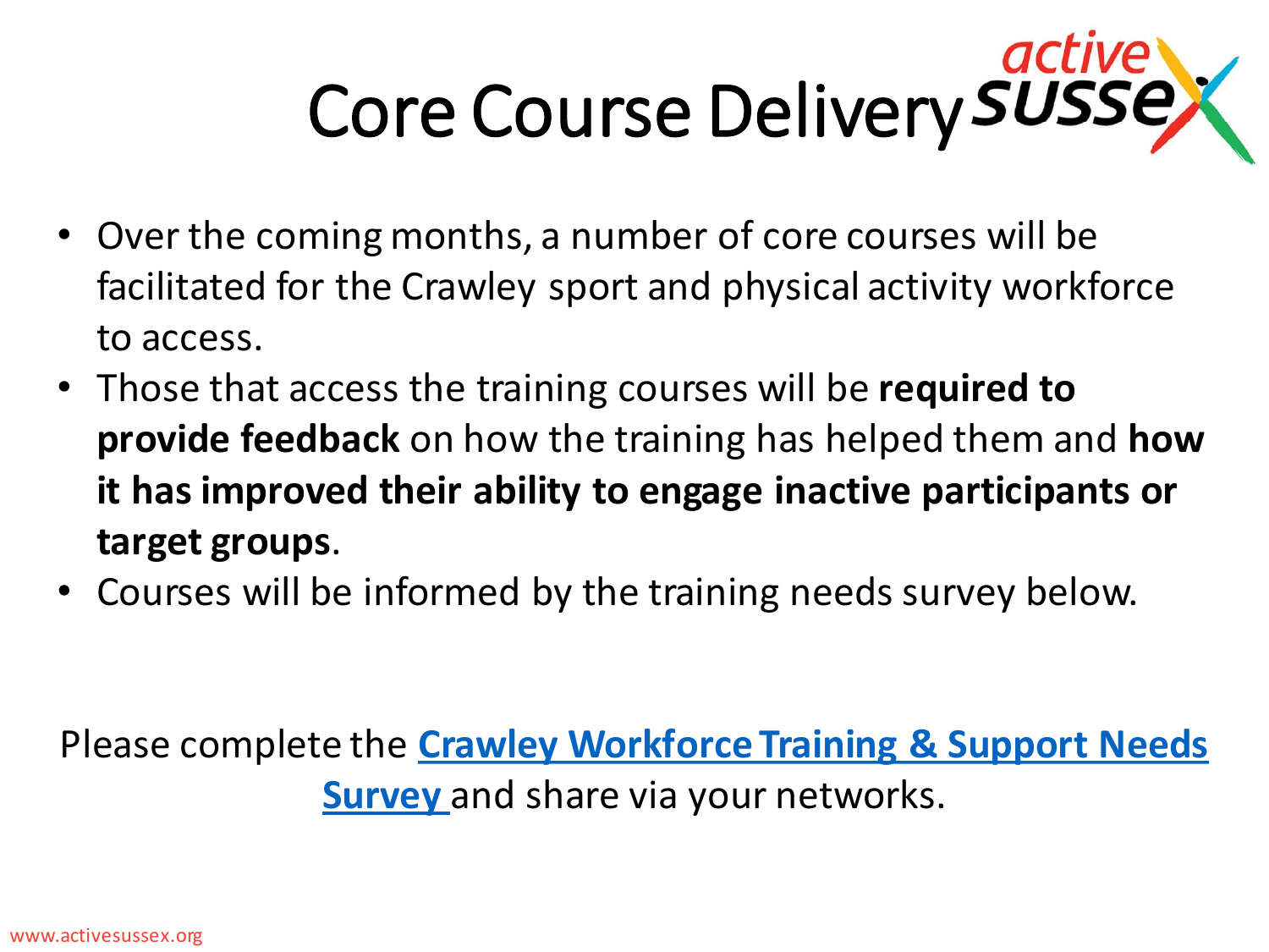# Core Course Delivery

- Over the coming months, a number of core courses will be facilitated for the Crawley sport and physical activity workforce to access.
- Those that access the training courses will be **required to provide feedback** on how the training has helped them and **how it has improved their ability to engage inactive participants or target groups**.
- Courses will be informed by the training needs survey below.

Please complete the **Crawley Workforce Training & Support Needs Survey** and share via your networks.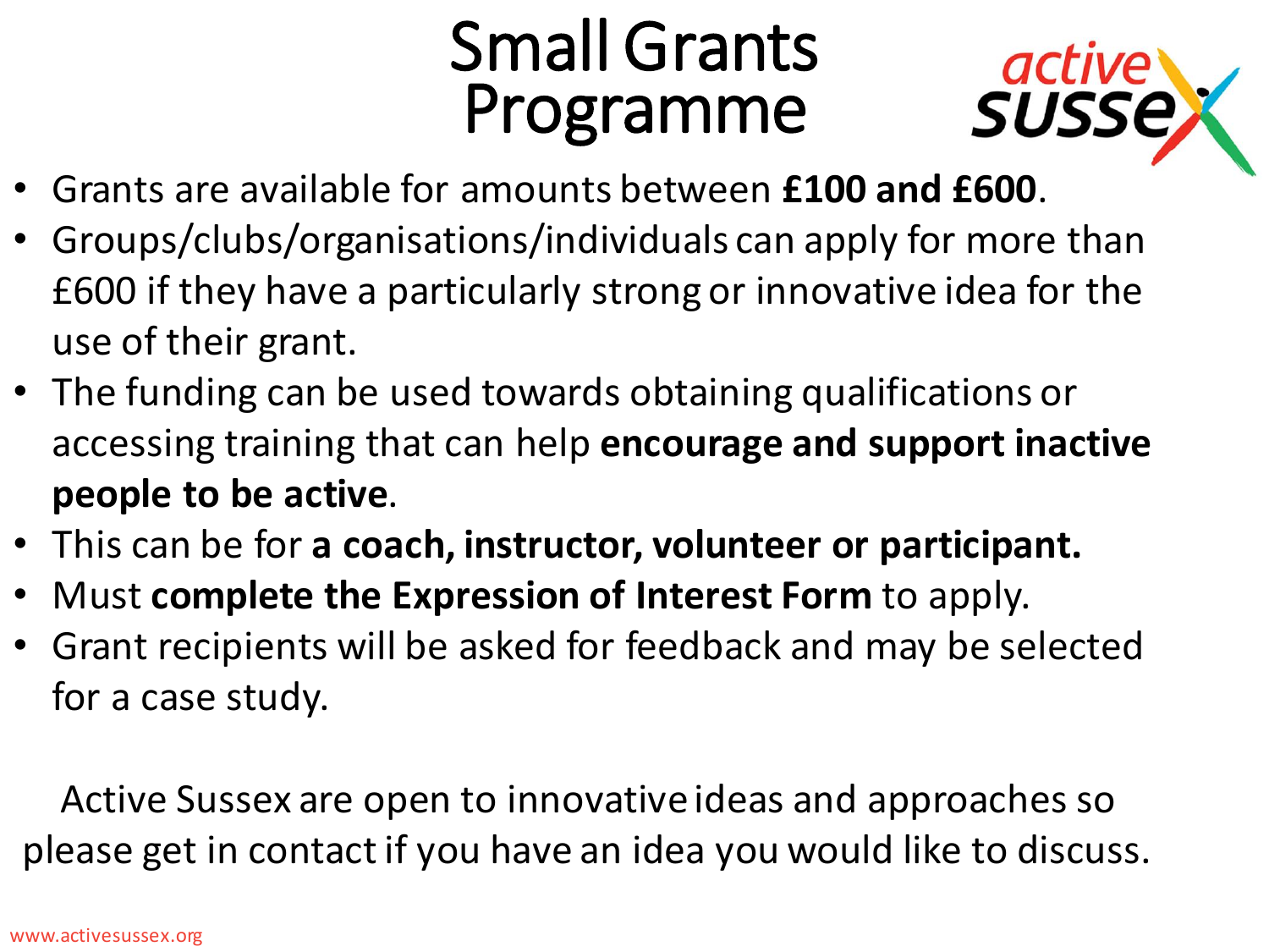# Small Grants Programme

- Grants are available for amounts between **£100 and £600**.
- Groups/clubs/organisations/individuals can apply for more than £600 if they have a particularly strong or innovative idea for the use of their grant.
- The funding can be used towards obtaining qualifications or accessing training that can help **encourage and support inactive people to be active**.
- This can be for **a coach, instructor, volunteer or participant.**
- Must **complete the Expression of Interest Form** to apply.
- Grant recipients will be asked for feedback and may be selected for a case study.

Active Sussex are open to innovative ideas and approaches so please get in contact if you have an idea you would like to discuss.

www.activesussex.org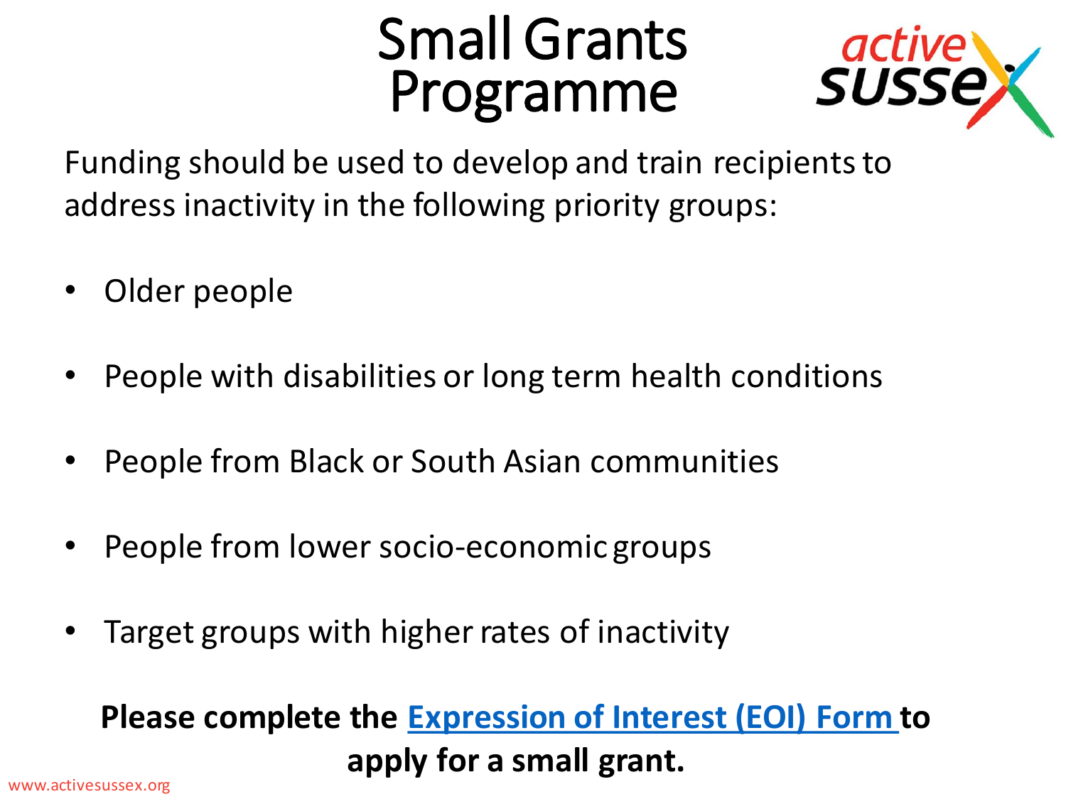# Small Grants Programme

Funding should be used to develop and train recipients to address inactivity in the following priority groups:

- Older people
- People with disabilities or long term health conditions
- People from Black or South Asian communities
- People from lower socio-economic groups
- Target groups with higher rates of inactivity

**Please complete the Expression of Interest (EOI) Form to apply for a small grant.**

www.activesussex.org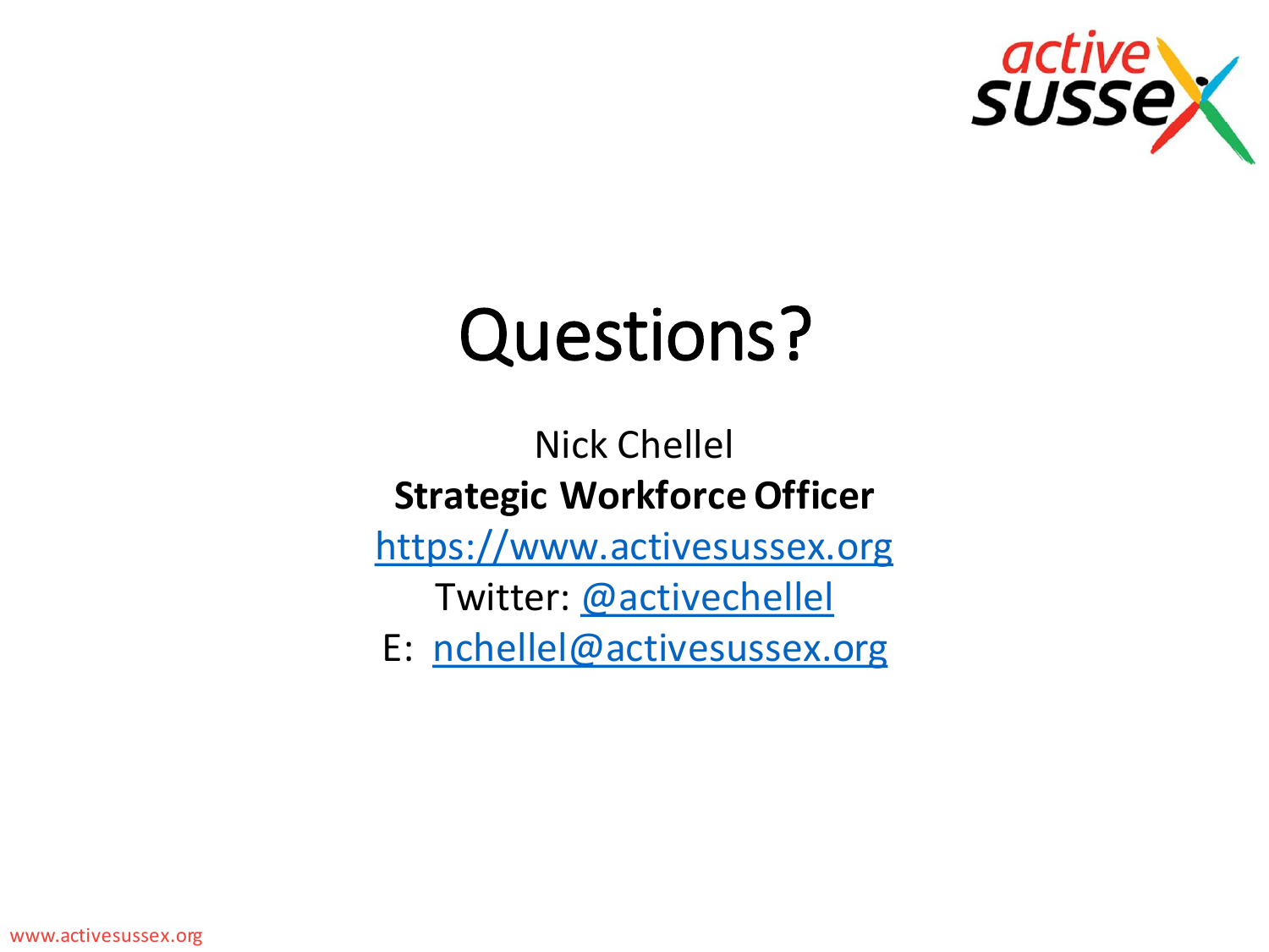# Questions?

Nick Chellel

**Strategic Workforce Officer**

https://www.activesussex.org

Twitter: @activechellel

E: nchellel@activesussex.org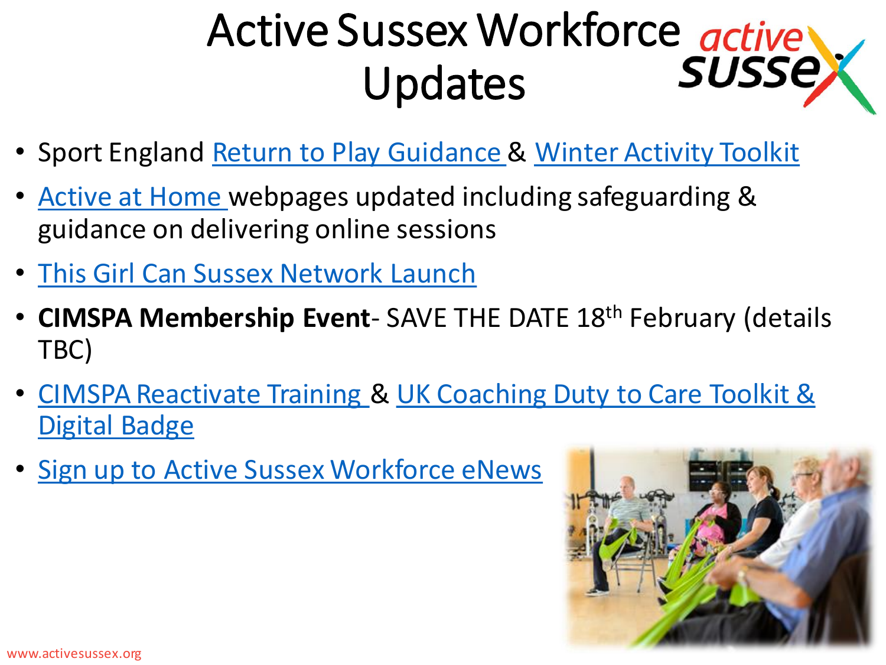# Active Sussex Workforce Updates

- Sport England Return to Play Guidance & Winter Activity Toolkit
- Active at Home webpages updated including safeguarding & guidance on delivering online sessions
- This Girl Can Sussex Network Launch
- **CIMSPA Membership Event**- SAVE THE DATE 18th February (details TBC)
- CIMSPA Reactivate Training & UK Coaching Duty to Care Toolkit & Digital Badge
- Sign up to Active Sussex Workforce eNews

www.activesussex.org